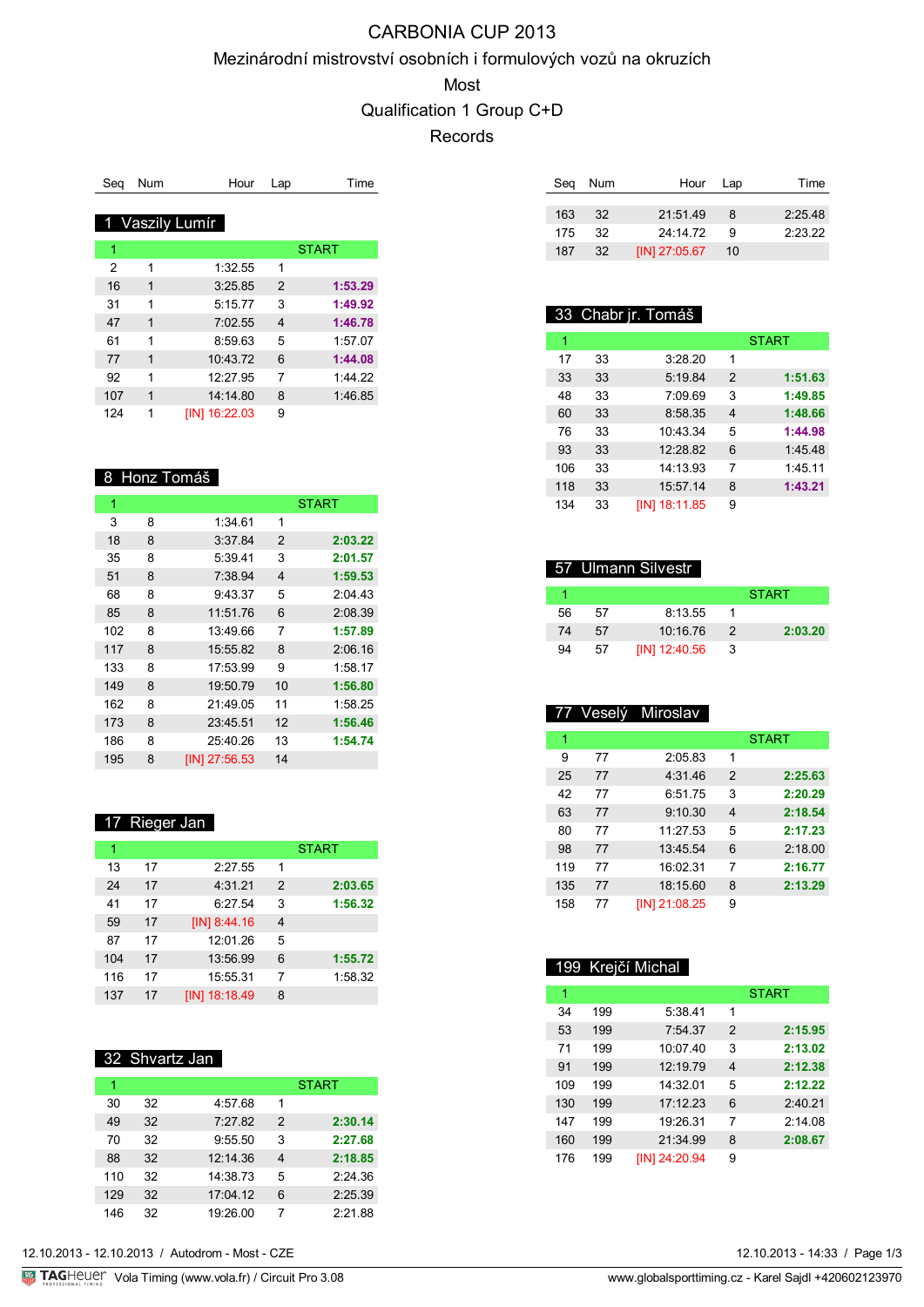# CARBONIA CUP 2013

## Mezinárodní mistrovství osobních i formulových vozů na okruzích

## Most

## Qualification 1 Group C+D

## Records

### 1 Vaszily Lumír

| Seq | Num | Hour | Lap | Time |
|---|---|---|---|---|
| 1 | | | | START |
| 2 | 1 | 1:32.55 | 1 | |
| 16 | 1 | 3:25.85 | 2 | **1:53.29** |
| 31 | 1 | 5:15.77 | 3 | **1:49.92** |
| 47 | 1 | 7:02.55 | 4 | **1:46.78** |
| 61 | 1 | 8:59.63 | 5 | 1:57.07 |
| 77 | 1 | 10:43.72 | 6 | **1:44.08** |
| 92 | 1 | 12:27.95 | 7 | 1:44.22 |
| 107 | 1 | 14:14.80 | 8 | 1:46.85 |
| 124 | 1 | [IN] 16:22.03 | 9 | |

### 8 Honz Tomáš

| Seq | Num | Hour | Lap | Time |
|---|---|---|---|---|
| 1 | | | | START |
| 3 | 8 | 1:34.61 | 1 | |
| 18 | 8 | 3:37.84 | 2 | **2:03.22** |
| 35 | 8 | 5:39.41 | 3 | **2:01.57** |
| 51 | 8 | 7:38.94 | 4 | **1:59.53** |
| 68 | 8 | 9:43.37 | 5 | 2:04.43 |
| 85 | 8 | 11:51.76 | 6 | 2:08.39 |
| 102 | 8 | 13:49.66 | 7 | **1:57.89** |
| 117 | 8 | 15:55.82 | 8 | 2:06.16 |
| 133 | 8 | 17:53.99 | 9 | 1:58.17 |
| 149 | 8 | 19:50.79 | 10 | **1:56.80** |
| 162 | 8 | 21:49.05 | 11 | 1:58.25 |
| 173 | 8 | 23:45.51 | 12 | **1:56.46** |
| 186 | 8 | 25:40.26 | 13 | **1:54.74** |
| 195 | 8 | [IN] 27:56.53 | 14 | |

### 17 Rieger Jan

| Seq | Num | Hour | Lap | Time |
|---|---|---|---|---|
| 1 | | | | START |
| 13 | 17 | 2:27.55 | 1 | |
| 24 | 17 | 4:31.21 | 2 | **2:03.65** |
| 41 | 17 | 6:27.54 | 3 | **1:56.32** |
| 59 | 17 | [IN] 8:44.16 | 4 | |
| 87 | 17 | 12:01.26 | 5 | |
| 104 | 17 | 13:56.99 | 6 | **1:55.72** |
| 116 | 17 | 15:55.31 | 7 | 1:58.32 |
| 137 | 17 | [IN] 18:18.49 | 8 | |

### 32 Shvartz Jan

| Seq | Num | Hour | Lap | Time |
|---|---|---|---|---|
| 1 | | | | START |
| 30 | 32 | 4:57.68 | 1 | |
| 49 | 32 | 7:27.82 | 2 | **2:30.14** |
| 70 | 32 | 9:55.50 | 3 | **2:27.68** |
| 88 | 32 | 12:14.36 | 4 | **2:18.85** |
| 110 | 32 | 14:38.73 | 5 | 2:24.36 |
| 129 | 32 | 17:04.12 | 6 | 2:25.39 |
| 146 | 32 | 19:26.00 | 7 | 2:21.88 |
| 163 | 32 | 21:51.49 | 8 | 2:25.48 |
| 175 | 32 | 24:14.72 | 9 | 2:23.22 |
| 187 | 32 | [IN] 27:05.67 | 10 | |

### 33 Chabr jr. Tomáš

| Seq | Num | Hour | Lap | Time |
|---|---|---|---|---|
| 1 | | | | START |
| 17 | 33 | 3:28.20 | 1 | |
| 33 | 33 | 5:19.84 | 2 | **1:51.63** |
| 48 | 33 | 7:09.69 | 3 | **1:49.85** |
| 60 | 33 | 8:58.35 | 4 | **1:48.66** |
| 76 | 33 | 10:43.34 | 5 | **1:44.98** |
| 93 | 33 | 12:28.82 | 6 | 1:45.48 |
| 106 | 33 | 14:13.93 | 7 | 1:45.11 |
| 118 | 33 | 15:57.14 | 8 | **1:43.21** |
| 134 | 33 | [IN] 18:11.85 | 9 | |

### 57 Ulmann Silvestr

| Seq | Num | Hour | Lap | Time |
|---|---|---|---|---|
| 1 | | | | START |
| 56 | 57 | 8:13.55 | 1 | |
| 74 | 57 | 10:16.76 | 2 | **2:03.20** |
| 94 | 57 | [IN] 12:40.56 | 3 | |

### 77 Veselý Miroslav

| Seq | Num | Hour | Lap | Time |
|---|---|---|---|---|
| 1 | | | | START |
| 9 | 77 | 2:05.83 | 1 | |
| 25 | 77 | 4:31.46 | 2 | **2:25.63** |
| 42 | 77 | 6:51.75 | 3 | **2:20.29** |
| 63 | 77 | 9:10.30 | 4 | **2:18.54** |
| 80 | 77 | 11:27.53 | 5 | **2:17.23** |
| 98 | 77 | 13:45.54 | 6 | 2:18.00 |
| 119 | 77 | 16:02.31 | 7 | **2:16.77** |
| 135 | 77 | 18:15.60 | 8 | **2:13.29** |
| 158 | 77 | [IN] 21:08.25 | 9 | |

### 199 Krejčí Michal

| Seq | Num | Hour | Lap | Time |
|---|---|---|---|---|
| 1 | | | | START |
| 34 | 199 | 5:38.41 | 1 | |
| 53 | 199 | 7:54.37 | 2 | **2:15.95** |
| 71 | 199 | 10:07.40 | 3 | **2:13.02** |
| 91 | 199 | 12:19.79 | 4 | **2:12.38** |
| 109 | 199 | 14:32.01 | 5 | **2:12.22** |
| 130 | 199 | 17:12.23 | 6 | 2:40.21 |
| 147 | 199 | 19:26.31 | 7 | 2:14.08 |
| 160 | 199 | 21:34.99 | 8 | **2:08.67** |
| 176 | 199 | [IN] 24:20.94 | 9 | |

12.10.2013 - 12.10.2013 / Autodrom - Most - CZE

12.10.2013 - 14:33

Vola Timing (www.vola.fr) / Circuit Pro 3.08

www.globalsporttiming.cz - Karel Sajdl +420602123970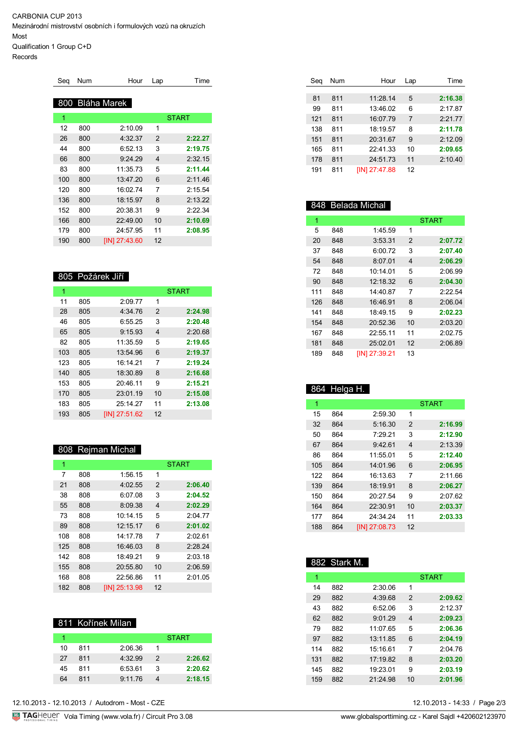CARBONIA CUP 2013
Mezinárodní mistrovství osobních i formulových vozů na okruzích
Most
Qualification 1 Group C+D
Records

## 800 Bláha Marek

| Seq | Num | Hour | Lap | Time |
|---|---|---|---|---|
| 1 | | | | START |
| 12 | 800 | 2:10.09 | 1 | |
| 26 | 800 | 4:32.37 | 2 | **2:22.27** |
| 44 | 800 | 6:52.13 | 3 | **2:19.75** |
| 66 | 800 | 9:24.29 | 4 | 2:32.15 |
| 83 | 800 | 11:35.73 | 5 | **2:11.44** |
| 100 | 800 | 13:47.20 | 6 | 2:11.46 |
| 120 | 800 | 16:02.74 | 7 | 2:15.54 |
| 136 | 800 | 18:15.97 | 8 | 2:13.22 |
| 152 | 800 | 20:38.31 | 9 | 2:22.34 |
| 166 | 800 | 22:49.00 | 10 | **2:10.69** |
| 179 | 800 | 24:57.95 | 11 | **2:08.95** |
| 190 | 800 | [IN] 27:43.60 | 12 | |

## 805 Požárek Jiří

| Seq | Num | Hour | Lap | Time |
|---|---|---|---|---|
| 1 | | | | START |
| 11 | 805 | 2:09.77 | 1 | |
| 28 | 805 | 4:34.76 | 2 | **2:24.98** |
| 46 | 805 | 6:55.25 | 3 | **2:20.48** |
| 65 | 805 | 9:15.93 | 4 | 2:20.68 |
| 82 | 805 | 11:35.59 | 5 | **2:19.65** |
| 103 | 805 | 13:54.96 | 6 | **2:19.37** |
| 123 | 805 | 16:14.21 | 7 | **2:19.24** |
| 140 | 805 | 18:30.89 | 8 | **2:16.68** |
| 153 | 805 | 20:46.11 | 9 | **2:15.21** |
| 170 | 805 | 23:01.19 | 10 | **2:15.08** |
| 183 | 805 | 25:14.27 | 11 | **2:13.08** |
| 193 | 805 | [IN] 27:51.62 | 12 | |

## 808 Rejman Michal

| Seq | Num | Hour | Lap | Time |
|---|---|---|---|---|
| 1 | | | | START |
| 7 | 808 | 1:56.15 | 1 | |
| 21 | 808 | 4:02.55 | 2 | **2:06.40** |
| 38 | 808 | 6:07.08 | 3 | **2:04.52** |
| 55 | 808 | 8:09.38 | 4 | **2:02.29** |
| 73 | 808 | 10:14.15 | 5 | 2:04.77 |
| 89 | 808 | 12:15.17 | 6 | **2:01.02** |
| 108 | 808 | 14:17.78 | 7 | 2:02.61 |
| 125 | 808 | 16:46.03 | 8 | 2:28.24 |
| 142 | 808 | 18:49.21 | 9 | 2:03.18 |
| 155 | 808 | 20:55.80 | 10 | 2:06.59 |
| 168 | 808 | 22:56.86 | 11 | 2:01.05 |
| 182 | 808 | [IN] 25:13.98 | 12 | |

## 811 Kořínek Milan

| Seq | Num | Hour | Lap | Time |
|---|---|---|---|---|
| 1 | | | | START |
| 10 | 811 | 2:06.36 | 1 | |
| 27 | 811 | 4:32.99 | 2 | **2:26.62** |
| 45 | 811 | 6:53.61 | 3 | **2:20.62** |
| 64 | 811 | 9:11.76 | 4 | **2:18.15** |
| 81 | 811 | 11:28.14 | 5 | **2:16.38** |
| 99 | 811 | 13:46.02 | 6 | 2:17.87 |
| 121 | 811 | 16:07.79 | 7 | 2:21.77 |
| 138 | 811 | 18:19.57 | 8 | **2:11.78** |
| 151 | 811 | 20:31.67 | 9 | 2:12.09 |
| 165 | 811 | 22:41.33 | 10 | **2:09.65** |
| 178 | 811 | 24:51.73 | 11 | 2:10.40 |
| 191 | 811 | [IN] 27:47.88 | 12 | |

## 848 Belada Michal

| Seq | Num | Hour | Lap | Time |
|---|---|---|---|---|
| 1 | | | | START |
| 5 | 848 | 1:45.59 | 1 | |
| 20 | 848 | 3:53.31 | 2 | **2:07.72** |
| 37 | 848 | 6:00.72 | 3 | **2:07.40** |
| 54 | 848 | 8:07.01 | 4 | **2:06.29** |
| 72 | 848 | 10:14.01 | 5 | 2:06.99 |
| 90 | 848 | 12:18.32 | 6 | **2:04.30** |
| 111 | 848 | 14:40.87 | 7 | 2:22.54 |
| 126 | 848 | 16:46.91 | 8 | 2:06.04 |
| 141 | 848 | 18:49.15 | 9 | **2:02.23** |
| 154 | 848 | 20:52.36 | 10 | 2:03.20 |
| 167 | 848 | 22:55.11 | 11 | 2:02.75 |
| 181 | 848 | 25:02.01 | 12 | 2:06.89 |
| 189 | 848 | [IN] 27:39.21 | 13 | |

## 864 Helga H.

| Seq | Num | Hour | Lap | Time |
|---|---|---|---|---|
| 1 | | | | START |
| 15 | 864 | 2:59.30 | 1 | |
| 32 | 864 | 5:16.30 | 2 | **2:16.99** |
| 50 | 864 | 7:29.21 | 3 | **2:12.90** |
| 67 | 864 | 9:42.61 | 4 | 2:13.39 |
| 86 | 864 | 11:55.01 | 5 | **2:12.40** |
| 105 | 864 | 14:01.96 | 6 | **2:06.95** |
| 122 | 864 | 16:13.63 | 7 | 2:11.66 |
| 139 | 864 | 18:19.91 | 8 | **2:06.27** |
| 150 | 864 | 20:27.54 | 9 | 2:07.62 |
| 164 | 864 | 22:30.91 | 10 | **2:03.37** |
| 177 | 864 | 24:34.24 | 11 | **2:03.33** |
| 188 | 864 | [IN] 27:08.73 | 12 | |

## 882 Stark M.

| Seq | Num | Hour | Lap | Time |
|---|---|---|---|---|
| 1 | | | | START |
| 14 | 882 | 2:30.06 | 1 | |
| 29 | 882 | 4:39.68 | 2 | **2:09.62** |
| 43 | 882 | 6:52.06 | 3 | 2:12.37 |
| 62 | 882 | 9:01.29 | 4 | **2:09.23** |
| 79 | 882 | 11:07.65 | 5 | **2:06.36** |
| 97 | 882 | 13:11.85 | 6 | **2:04.19** |
| 114 | 882 | 15:16.61 | 7 | 2:04.76 |
| 131 | 882 | 17:19.82 | 8 | **2:03.20** |
| 145 | 882 | 19:23.01 | 9 | **2:03.19** |
| 159 | 882 | 21:24.98 | 10 | **2:01.96** |

12.10.2013 - 12.10.2013 / Autodrom - Most - CZE

Vola Timing (www.vola.fr) / Circuit Pro 3.08 — www.globalsporttiming.cz - Karel Sajdl +420602123970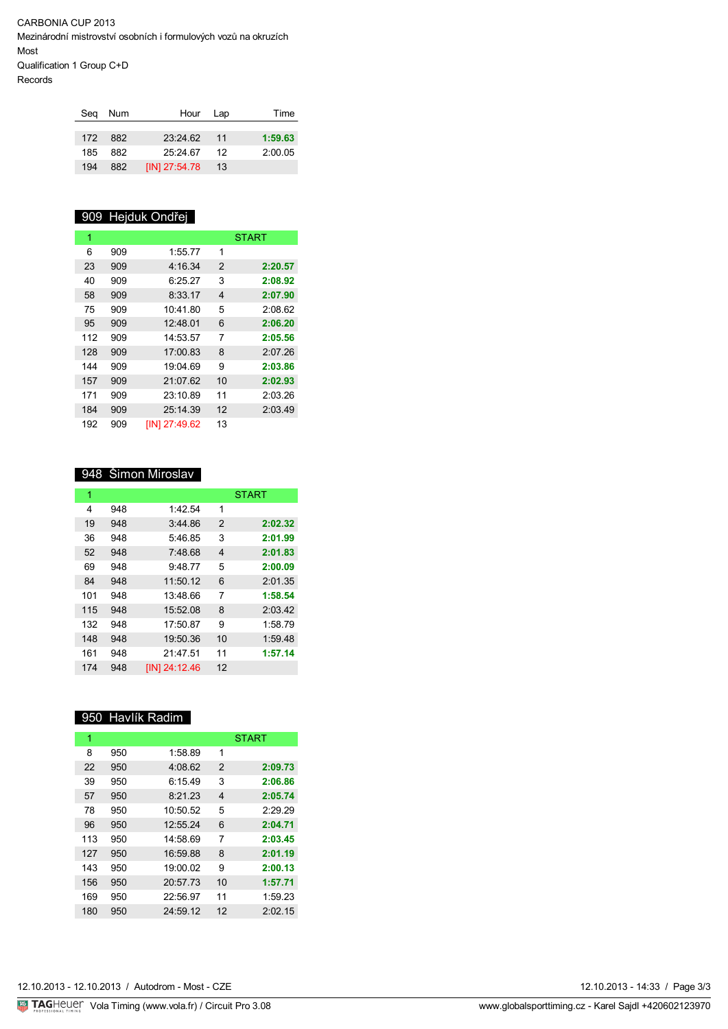CARBONIA CUP 2013
Mezinárodní mistrovství osobních i formulových vozů na okruzích
Most
Qualification 1 Group C+D
Records

| Seq | Num | Hour | Lap | Time |
|---|---|---|---|---|
| 172 | 882 | 23:24.62 | 11 | **1:59.63** |
| 185 | 882 | 25:24.67 | 12 | 2:00.05 |
| 194 | 882 | [IN] 27:54.78 | 13 | |

## 909 Hejduk Ondřej

| Seq | Num | Hour | Lap | Time |
|---|---|---|---|---|
| 1 | | | | START |
| 6 | 909 | 1:55.77 | 1 | |
| 23 | 909 | 4:16.34 | 2 | **2:20.57** |
| 40 | 909 | 6:25.27 | 3 | **2:08.92** |
| 58 | 909 | 8:33.17 | 4 | **2:07.90** |
| 75 | 909 | 10:41.80 | 5 | 2:08.62 |
| 95 | 909 | 12:48.01 | 6 | **2:06.20** |
| 112 | 909 | 14:53.57 | 7 | **2:05.56** |
| 128 | 909 | 17:00.83 | 8 | 2:07.26 |
| 144 | 909 | 19:04.69 | 9 | **2:03.86** |
| 157 | 909 | 21:07.62 | 10 | **2:02.93** |
| 171 | 909 | 23:10.89 | 11 | 2:03.26 |
| 184 | 909 | 25:14.39 | 12 | 2:03.49 |
| 192 | 909 | [IN] 27:49.62 | 13 | |

## 948 Šimon Miroslav

| Seq | Num | Hour | Lap | Time |
|---|---|---|---|---|
| 1 | | | | START |
| 4 | 948 | 1:42.54 | 1 | |
| 19 | 948 | 3:44.86 | 2 | **2:02.32** |
| 36 | 948 | 5:46.85 | 3 | **2:01.99** |
| 52 | 948 | 7:48.68 | 4 | **2:01.83** |
| 69 | 948 | 9:48.77 | 5 | **2:00.09** |
| 84 | 948 | 11:50.12 | 6 | 2:01.35 |
| 101 | 948 | 13:48.66 | 7 | **1:58.54** |
| 115 | 948 | 15:52.08 | 8 | 2:03.42 |
| 132 | 948 | 17:50.87 | 9 | 1:58.79 |
| 148 | 948 | 19:50.36 | 10 | 1:59.48 |
| 161 | 948 | 21:47.51 | 11 | **1:57.14** |
| 174 | 948 | [IN] 24:12.46 | 12 | |

## 950 Havlík Radim

| Seq | Num | Hour | Lap | Time |
|---|---|---|---|---|
| 1 | | | | START |
| 8 | 950 | 1:58.89 | 1 | |
| 22 | 950 | 4:08.62 | 2 | **2:09.73** |
| 39 | 950 | 6:15.49 | 3 | **2:06.86** |
| 57 | 950 | 8:21.23 | 4 | **2:05.74** |
| 78 | 950 | 10:50.52 | 5 | 2:29.29 |
| 96 | 950 | 12:55.24 | 6 | **2:04.71** |
| 113 | 950 | 14:58.69 | 7 | **2:03.45** |
| 127 | 950 | 16:59.88 | 8 | **2:01.19** |
| 143 | 950 | 19:00.02 | 9 | **2:00.13** |
| 156 | 950 | 20:57.73 | 10 | **1:57.71** |
| 169 | 950 | 22:56.97 | 11 | 1:59.23 |
| 180 | 950 | 24:59.12 | 12 | 2:02.15 |

12.10.2013 - 12.10.2013 / Autodrom - Most - CZE

12.10.2013 - 14:33

TAGHeuer Vola Timing (www.vola.fr) / Circuit Pro 3.08

www.globalsporttiming.cz - Karel Sajdl +420602123970